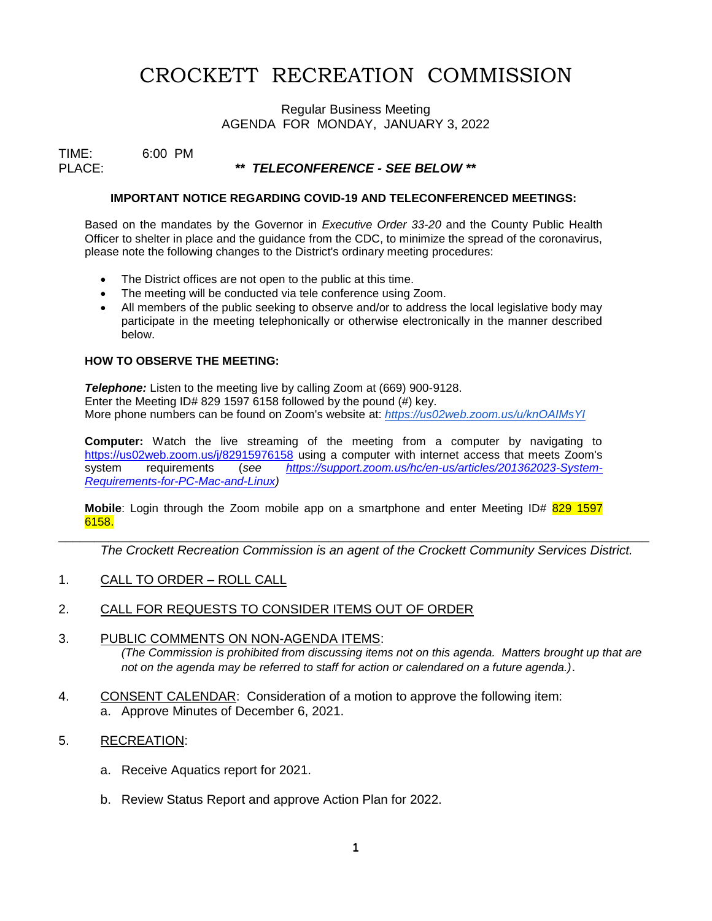# CROCKETT RECREATION COMMISSION

Regular Business Meeting
AGENDA FOR MONDAY, JANUARY 3, 2022

TIME: 6:00 PM
PLACE: ***\*\* TELECONFERENCE - SEE BELOW \*\****

**IMPORTANT NOTICE REGARDING COVID-19 AND TELECONFERENCED MEETINGS:**

Based on the mandates by the Governor in *Executive Order 33-20* and the County Public Health Officer to shelter in place and the guidance from the CDC, to minimize the spread of the coronavirus, please note the following changes to the District's ordinary meeting procedures:

- The District offices are not open to the public at this time.
- The meeting will be conducted via tele conference using Zoom.
- All members of the public seeking to observe and/or to address the local legislative body may participate in the meeting telephonically or otherwise electronically in the manner described below.

**HOW TO OBSERVE THE MEETING:**

***Telephone:*** Listen to the meeting live by calling Zoom at (669) 900-9128.
Enter the Meeting ID# 829 1597 6158 followed by the pound (#) key.
More phone numbers can be found on Zoom's website at: *https://us02web.zoom.us/u/knOAIMsYI*

**Computer:** Watch the live streaming of the meeting from a computer by navigating to https://us02web.zoom.us/j/82915976158 using a computer with internet access that meets Zoom's system requirements (*see https://support.zoom.us/hc/en-us/articles/201362023-System-Requirements-for-PC-Mac-and-Linux*)

**Mobile**: Login through the Zoom mobile app on a smartphone and enter Meeting ID# 829 1597 6158.

---

*The Crockett Recreation Commission is an agent of the Crockett Community Services District.*

1. CALL TO ORDER – ROLL CALL

2. CALL FOR REQUESTS TO CONSIDER ITEMS OUT OF ORDER

3. PUBLIC COMMENTS ON NON-AGENDA ITEMS:
   *(The Commission is prohibited from discussing items not on this agenda. Matters brought up that are not on the agenda may be referred to staff for action or calendared on a future agenda.)*.

4. CONSENT CALENDAR: Consideration of a motion to approve the following item:
   a. Approve Minutes of December 6, 2021.

5. RECREATION:

   a. Receive Aquatics report for 2021.

   b. Review Status Report and approve Action Plan for 2022.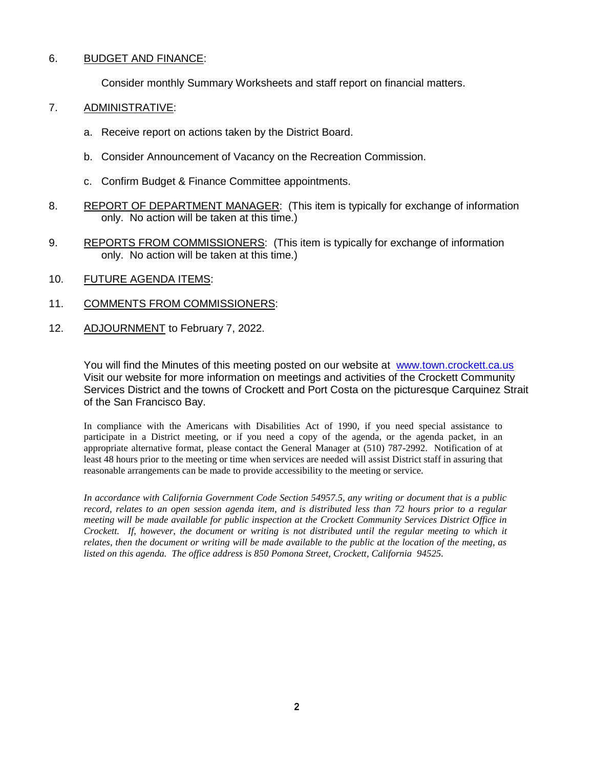6. <u>BUDGET AND FINANCE</u>:

   Consider monthly Summary Worksheets and staff report on financial matters.

7. <u>ADMINISTRATIVE</u>:

   a. Receive report on actions taken by the District Board.

   b. Consider Announcement of Vacancy on the Recreation Commission.

   c. Confirm Budget & Finance Committee appointments.

8. <u>REPORT OF DEPARTMENT MANAGER</u>: (This item is typically for exchange of information only. No action will be taken at this time.)

9. <u>REPORTS FROM COMMISSIONERS</u>: (This item is typically for exchange of information only. No action will be taken at this time.)

10. <u>FUTURE AGENDA ITEMS</u>:

11. <u>COMMENTS FROM COMMISSIONERS</u>:

12. <u>ADJOURNMENT</u> to February 7, 2022.

You will find the Minutes of this meeting posted on our website at [www.town.crockett.ca.us](http://www.town.crockett.ca.us)
Visit our website for more information on meetings and activities of the Crockett Community Services District and the towns of Crockett and Port Costa on the picturesque Carquinez Strait of the San Francisco Bay.

In compliance with the Americans with Disabilities Act of 1990, if you need special assistance to participate in a District meeting, or if you need a copy of the agenda, or the agenda packet, in an appropriate alternative format, please contact the General Manager at (510) 787-2992. Notification of at least 48 hours prior to the meeting or time when services are needed will assist District staff in assuring that reasonable arrangements can be made to provide accessibility to the meeting or service.

*In accordance with California Government Code Section 54957.5, any writing or document that is a public record, relates to an open session agenda item, and is distributed less than 72 hours prior to a regular meeting will be made available for public inspection at the Crockett Community Services District Office in Crockett. If, however, the document or writing is not distributed until the regular meeting to which it relates, then the document or writing will be made available to the public at the location of the meeting, as listed on this agenda. The office address is 850 Pomona Street, Crockett, California 94525.*